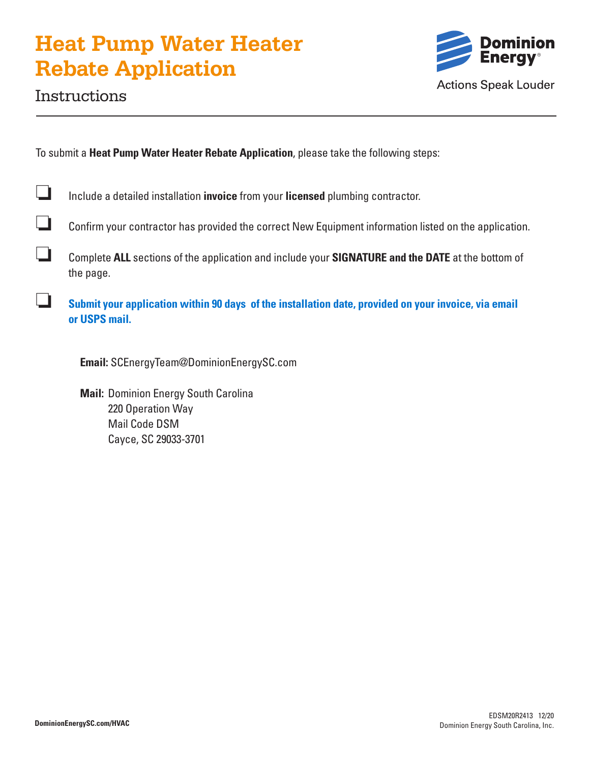# Heat Pump Water Heater Rebate Application

Dominion Energy®
Actions Speak Louder

## Instructions

To submit a **Heat Pump Water Heater Rebate Application**, please take the following steps:

- ❑ Include a detailed installation **invoice** from your **licensed** plumbing contractor.
- ❑ Confirm your contractor has provided the correct New Equipment information listed on the application.
- ❑ Complete **ALL** sections of the application and include your **SIGNATURE and the DATE** at the bottom of the page.
- ❑ **Submit your application within 90 days of the installation date, provided on your invoice, via email or USPS mail.**

**Email:** SCEnergyTeam@DominionEnergySC.com

**Mail:** Dominion Energy South Carolina
220 Operation Way
Mail Code DSM
Cayce, SC 29033-3701

DominionEnergySC.com/HVAC

EDSM20R2413 12/20
Dominion Energy South Carolina, Inc.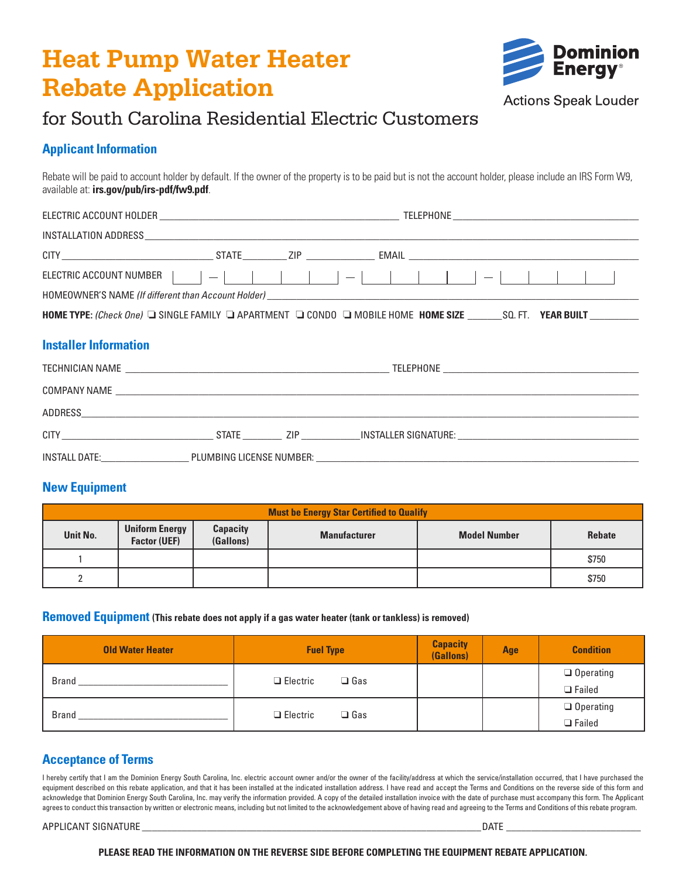# Heat Pump Water Heater Rebate Application

## for South Carolina Residential Electric Customers

Dominion Energy
Actions Speak Louder

### Applicant Information

Rebate will be paid to account holder by default. If the owner of the property is to be paid but is not the account holder, please include an IRS Form W9, available at: **irs.gov/pub/irs-pdf/fw9.pdf**.

ELECTRIC ACCOUNT HOLDER \_\_\_\_\_\_\_\_\_\_\_\_\_\_\_\_\_\_\_\_ TELEPHONE \_\_\_\_\_\_\_\_\_\_\_\_\_\_\_\_\_\_\_\_

INSTALLATION ADDRESS \_\_\_\_\_\_\_\_\_\_\_\_\_\_\_\_\_\_\_\_

CITY \_\_\_\_\_\_\_\_\_\_ STATE \_\_\_\_\_ ZIP \_\_\_\_\_\_\_ EMAIL \_\_\_\_\_\_\_\_\_\_\_\_\_\_\_\_\_\_\_\_

ELECTRIC ACCOUNT NUMBER | | — | | | | | — | | | | | — | | | | |

HOMEOWNER'S NAME *(If different than Account Holder)* \_\_\_\_\_\_\_\_\_\_\_\_\_\_\_\_\_\_\_\_

**HOME TYPE:** *(Check One)* ❑ SINGLE FAMILY ❑ APARTMENT ❑ CONDO ❑ MOBILE HOME **HOME SIZE** \_\_\_\_\_\_ SQ. FT. **YEAR BUILT** \_\_\_\_\_\_

### Installer Information

TECHNICIAN NAME \_\_\_\_\_\_\_\_\_\_\_\_\_\_\_\_\_\_\_\_ TELEPHONE \_\_\_\_\_\_\_\_\_\_\_\_\_\_\_\_\_\_\_\_

COMPANY NAME \_\_\_\_\_\_\_\_\_\_\_\_\_\_\_\_\_\_\_\_

ADDRESS \_\_\_\_\_\_\_\_\_\_\_\_\_\_\_\_\_\_\_\_

CITY \_\_\_\_\_\_\_\_\_\_ STATE \_\_\_\_\_ ZIP \_\_\_\_\_\_\_ INSTALLER SIGNATURE: \_\_\_\_\_\_\_\_\_\_\_\_\_\_\_\_\_\_\_\_

INSTALL DATE: \_\_\_\_\_\_\_\_\_\_ PLUMBING LICENSE NUMBER: \_\_\_\_\_\_\_\_\_\_\_\_\_\_\_\_\_\_\_\_

### New Equipment

| Must be Energy Star Certified to Qualify | | | | | |
|---|---|---|---|---|---|
| **Unit No.** | **Uniform Energy Factor (UEF)** | **Capacity (Gallons)** | **Manufacturer** | **Model Number** | **Rebate** |
| 1 | | | | | $750 |
| 2 | | | | | $750 |

### Removed Equipment **(This rebate does not apply if a gas water heater (tank or tankless) is removed)**

| Old Water Heater | Fuel Type | Capacity (Gallons) | Age | Condition |
|---|---|---|---|---|
| Brand \_\_\_\_\_\_\_\_\_\_ | ❑ Electric ❑ Gas | | | ❑ Operating ❑ Failed |
| Brand \_\_\_\_\_\_\_\_\_\_ | ❑ Electric ❑ Gas | | | ❑ Operating ❑ Failed |

### Acceptance of Terms

I hereby certify that I am the Dominion Energy South Carolina, Inc. electric account owner and/or the owner of the facility/address at which the service/installation occurred, that I have purchased the equipment described on this rebate application, and that it has been installed at the indicated installation address. I have read and accept the Terms and Conditions on the reverse side of this form and acknowledge that Dominion Energy South Carolina, Inc. may verify the information provided. A copy of the detailed installation invoice with the date of purchase must accompany this form. The Applicant agrees to conduct this transaction by written or electronic means, including but not limited to the acknowledgement above of having read and agreeing to the Terms and Conditions of this rebate program.

APPLICANT SIGNATURE \_\_\_\_\_\_\_\_\_\_\_\_\_\_\_\_\_\_\_\_ DATE \_\_\_\_\_\_\_\_\_\_

**PLEASE READ THE INFORMATION ON THE REVERSE SIDE BEFORE COMPLETING THE EQUIPMENT REBATE APPLICATION.**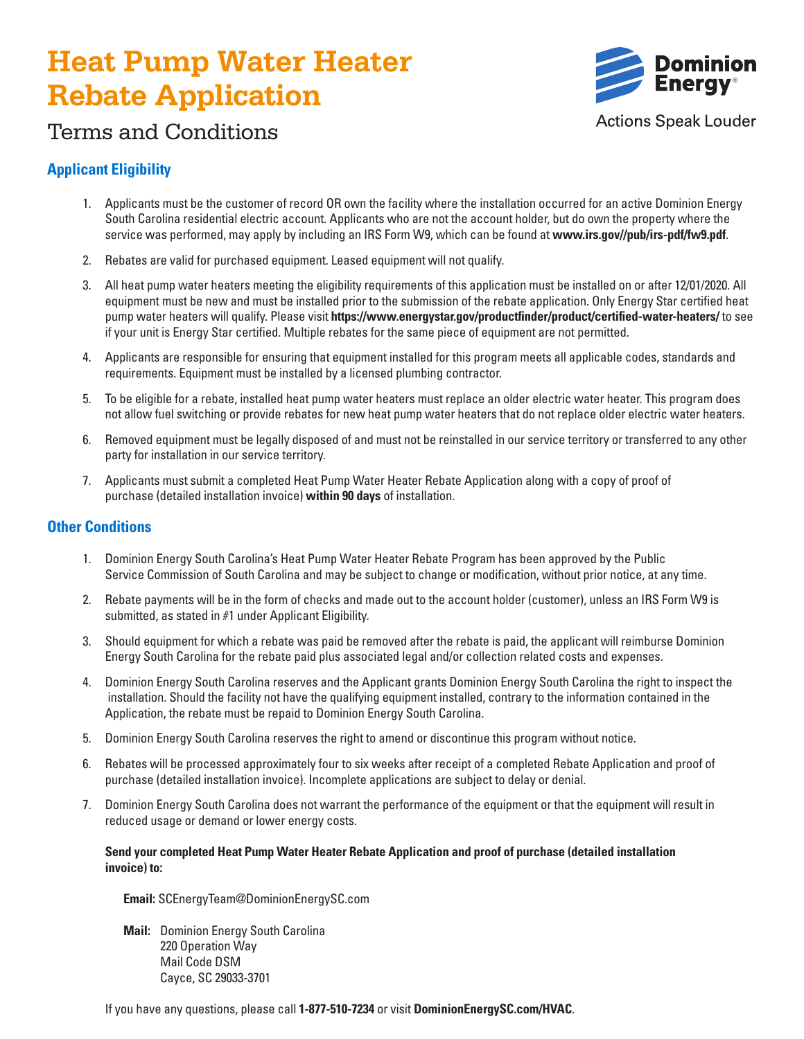# Heat Pump Water Heater Rebate Application

Dominion Energy
Actions Speak Louder

## Terms and Conditions

### Applicant Eligibility

1. Applicants must be the customer of record OR own the facility where the installation occurred for an active Dominion Energy South Carolina residential electric account. Applicants who are not the account holder, but do own the property where the service was performed, may apply by including an IRS Form W9, which can be found at **www.irs.gov//pub/irs-pdf/fw9.pdf**.
2. Rebates are valid for purchased equipment. Leased equipment will not qualify.
3. All heat pump water heaters meeting the eligibility requirements of this application must be installed on or after 12/01/2020. All equipment must be new and must be installed prior to the submission of the rebate application. Only Energy Star certified heat pump water heaters will qualify. Please visit **https://www.energystar.gov/productfinder/product/certified-water-heaters/** to see if your unit is Energy Star certified. Multiple rebates for the same piece of equipment are not permitted.
4. Applicants are responsible for ensuring that equipment installed for this program meets all applicable codes, standards and requirements. Equipment must be installed by a licensed plumbing contractor.
5. To be eligible for a rebate, installed heat pump water heaters must replace an older electric water heater. This program does not allow fuel switching or provide rebates for new heat pump water heaters that do not replace older electric water heaters.
6. Removed equipment must be legally disposed of and must not be reinstalled in our service territory or transferred to any other party for installation in our service territory.
7. Applicants must submit a completed Heat Pump Water Heater Rebate Application along with a copy of proof of purchase (detailed installation invoice) **within 90 days** of installation.

### Other Conditions

1. Dominion Energy South Carolina's Heat Pump Water Heater Rebate Program has been approved by the Public Service Commission of South Carolina and may be subject to change or modification, without prior notice, at any time.
2. Rebate payments will be in the form of checks and made out to the account holder (customer), unless an IRS Form W9 is submitted, as stated in #1 under Applicant Eligibility.
3. Should equipment for which a rebate was paid be removed after the rebate is paid, the applicant will reimburse Dominion Energy South Carolina for the rebate paid plus associated legal and/or collection related costs and expenses.
4. Dominion Energy South Carolina reserves and the Applicant grants Dominion Energy South Carolina the right to inspect the installation. Should the facility not have the qualifying equipment installed, contrary to the information contained in the Application, the rebate must be repaid to Dominion Energy South Carolina.
5. Dominion Energy South Carolina reserves the right to amend or discontinue this program without notice.
6. Rebates will be processed approximately four to six weeks after receipt of a completed Rebate Application and proof of purchase (detailed installation invoice). Incomplete applications are subject to delay or denial.
7. Dominion Energy South Carolina does not warrant the performance of the equipment or that the equipment will result in reduced usage or demand or lower energy costs.

**Send your completed Heat Pump Water Heater Rebate Application and proof of purchase (detailed installation invoice) to:**

**Email:** SCEnergyTeam@DominionEnergySC.com

**Mail:** Dominion Energy South Carolina
220 Operation Way
Mail Code DSM
Cayce, SC 29033-3701

If you have any questions, please call **1-877-510-7234** or visit **DominionEnergySC.com/HVAC**.